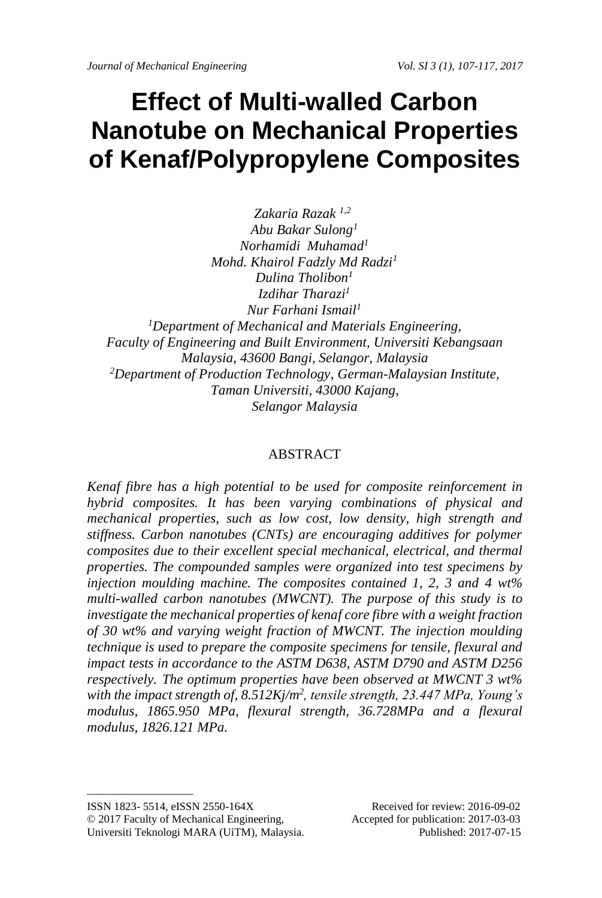# Effect of Multi-walled Carbon Nanotube on Mechanical Properties of Kenaf/Polypropylene Composites

*Zakaria Razak* [1,2]
*Abu Bakar Sulong*[1]
*Norhamidi Muhamad*[1]
*Mohd. Khairol Fadzly Md Radzi*[1]
*Dulina Tholibon*[1]
*Izdihar Tharazi*[1]
*Nur Farhani Ismail*[1]

[1]*Department of Mechanical and Materials Engineering, Faculty of Engineering and Built Environment, Universiti Kebangsaan Malaysia, 43600 Bangi, Selangor, Malaysia*
[2]*Department of Production Technology, German-Malaysian Institute, Taman Universiti, 43000 Kajang, Selangor Malaysia*

## ABSTRACT

*Kenaf fibre has a high potential to be used for composite reinforcement in hybrid composites. It has been varying combinations of physical and mechanical properties, such as low cost, low density, high strength and stiffness. Carbon nanotubes (CNTs) are encouraging additives for polymer composites due to their excellent special mechanical, electrical, and thermal properties. The compounded samples were organized into test specimens by injection moulding machine. The composites contained 1, 2, 3 and 4 wt% multi-walled carbon nanotubes (MWCNT). The purpose of this study is to investigate the mechanical properties of kenaf core fibre with a weight fraction of 30 wt% and varying weight fraction of MWCNT. The injection moulding technique is used to prepare the composite specimens for tensile, flexural and impact tests in accordance to the ASTM D638, ASTM D790 and ASTM D256 respectively. The optimum properties have been observed at MWCNT 3 wt% with the impact strength of, 8.512Kj/m$^2$, tensile strength, 23.447 MPa, Young's modulus, 1865.950 MPa, flexural strength, 36.728MPa and a flexural modulus, 1826.121 MPa.*

---

ISSN 1823- 5514, eISSN 2550-164X
© 2017 Faculty of Mechanical Engineering, Universiti Teknologi MARA (UiTM), Malaysia.

Received for review: 2016-09-02
Accepted for publication: 2017-03-03
Published: 2017-07-15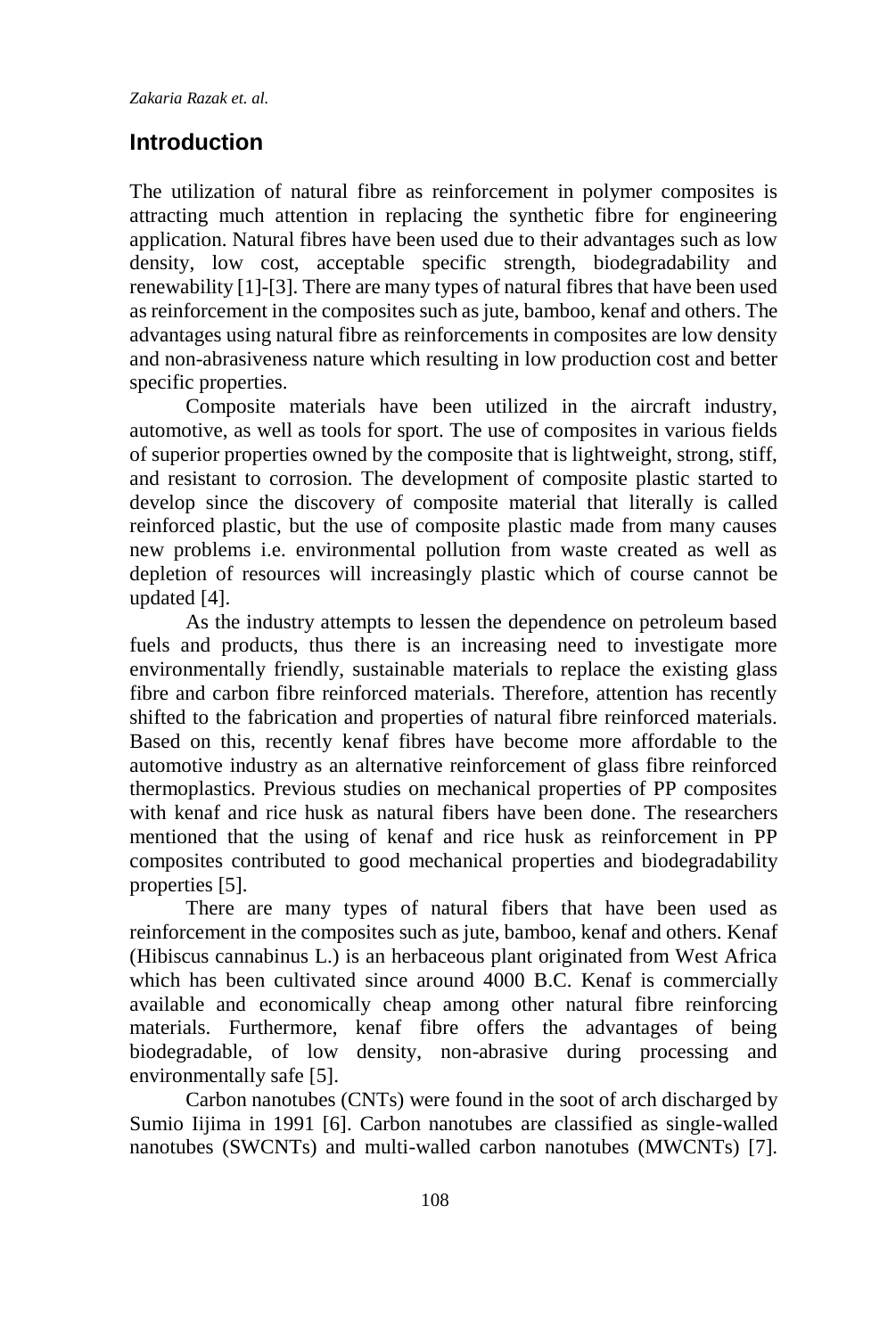## Introduction

The utilization of natural fibre as reinforcement in polymer composites is attracting much attention in replacing the synthetic fibre for engineering application. Natural fibres have been used due to their advantages such as low density, low cost, acceptable specific strength, biodegradability and renewability [1]-[3]. There are many types of natural fibres that have been used as reinforcement in the composites such as jute, bamboo, kenaf and others. The advantages using natural fibre as reinforcements in composites are low density and non-abrasiveness nature which resulting in low production cost and better specific properties.

Composite materials have been utilized in the aircraft industry, automotive, as well as tools for sport. The use of composites in various fields of superior properties owned by the composite that is lightweight, strong, stiff, and resistant to corrosion. The development of composite plastic started to develop since the discovery of composite material that literally is called reinforced plastic, but the use of composite plastic made from many causes new problems i.e. environmental pollution from waste created as well as depletion of resources will increasingly plastic which of course cannot be updated [4].

As the industry attempts to lessen the dependence on petroleum based fuels and products, thus there is an increasing need to investigate more environmentally friendly, sustainable materials to replace the existing glass fibre and carbon fibre reinforced materials. Therefore, attention has recently shifted to the fabrication and properties of natural fibre reinforced materials. Based on this, recently kenaf fibres have become more affordable to the automotive industry as an alternative reinforcement of glass fibre reinforced thermoplastics. Previous studies on mechanical properties of PP composites with kenaf and rice husk as natural fibers have been done. The researchers mentioned that the using of kenaf and rice husk as reinforcement in PP composites contributed to good mechanical properties and biodegradability properties [5].

There are many types of natural fibers that have been used as reinforcement in the composites such as jute, bamboo, kenaf and others. Kenaf (Hibiscus cannabinus L.) is an herbaceous plant originated from West Africa which has been cultivated since around 4000 B.C. Kenaf is commercially available and economically cheap among other natural fibre reinforcing materials. Furthermore, kenaf fibre offers the advantages of being biodegradable, of low density, non-abrasive during processing and environmentally safe [5].

Carbon nanotubes (CNTs) were found in the soot of arch discharged by Sumio Iijima in 1991 [6]. Carbon nanotubes are classified as single-walled nanotubes (SWCNTs) and multi-walled carbon nanotubes (MWCNTs) [7].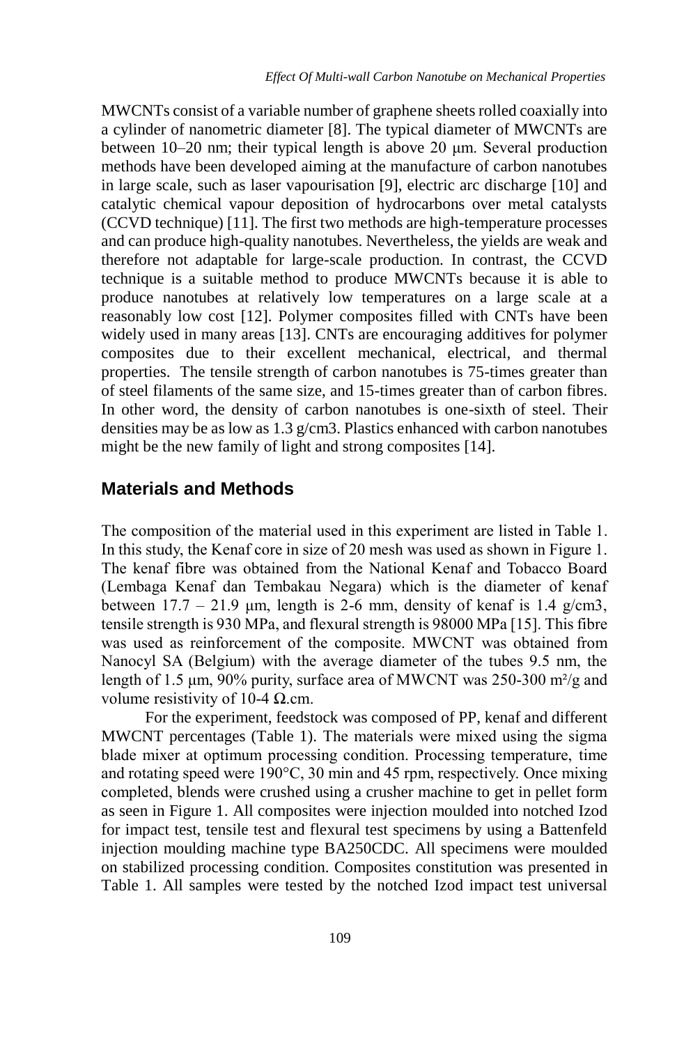MWCNTs consist of a variable number of graphene sheets rolled coaxially into a cylinder of nanometric diameter [8]. The typical diameter of MWCNTs are between 10–20 nm; their typical length is above 20 μm. Several production methods have been developed aiming at the manufacture of carbon nanotubes in large scale, such as laser vapourisation [9], electric arc discharge [10] and catalytic chemical vapour deposition of hydrocarbons over metal catalysts (CCVD technique) [11]. The first two methods are high-temperature processes and can produce high-quality nanotubes. Nevertheless, the yields are weak and therefore not adaptable for large-scale production. In contrast, the CCVD technique is a suitable method to produce MWCNTs because it is able to produce nanotubes at relatively low temperatures on a large scale at a reasonably low cost [12]. Polymer composites filled with CNTs have been widely used in many areas [13]. CNTs are encouraging additives for polymer composites due to their excellent mechanical, electrical, and thermal properties. The tensile strength of carbon nanotubes is 75-times greater than of steel filaments of the same size, and 15-times greater than of carbon fibres. In other word, the density of carbon nanotubes is one-sixth of steel. Their densities may be as low as 1.3 g/cm3. Plastics enhanced with carbon nanotubes might be the new family of light and strong composites [14].

## Materials and Methods

The composition of the material used in this experiment are listed in Table 1. In this study, the Kenaf core in size of 20 mesh was used as shown in Figure 1. The kenaf fibre was obtained from the National Kenaf and Tobacco Board (Lembaga Kenaf dan Tembakau Negara) which is the diameter of kenaf between 17.7 – 21.9 μm, length is 2-6 mm, density of kenaf is 1.4 g/cm3, tensile strength is 930 MPa, and flexural strength is 98000 MPa [15]. This fibre was used as reinforcement of the composite. MWCNT was obtained from Nanocyl SA (Belgium) with the average diameter of the tubes 9.5 nm, the length of 1.5 μm, 90% purity, surface area of MWCNT was 250-300 m²/g and volume resistivity of 10-4 Ω.cm.

For the experiment, feedstock was composed of PP, kenaf and different MWCNT percentages (Table 1). The materials were mixed using the sigma blade mixer at optimum processing condition. Processing temperature, time and rotating speed were 190°C, 30 min and 45 rpm, respectively. Once mixing completed, blends were crushed using a crusher machine to get in pellet form as seen in Figure 1. All composites were injection moulded into notched Izod for impact test, tensile test and flexural test specimens by using a Battenfeld injection moulding machine type BA250CDC. All specimens were moulded on stabilized processing condition. Composites constitution was presented in Table 1. All samples were tested by the notched Izod impact test universal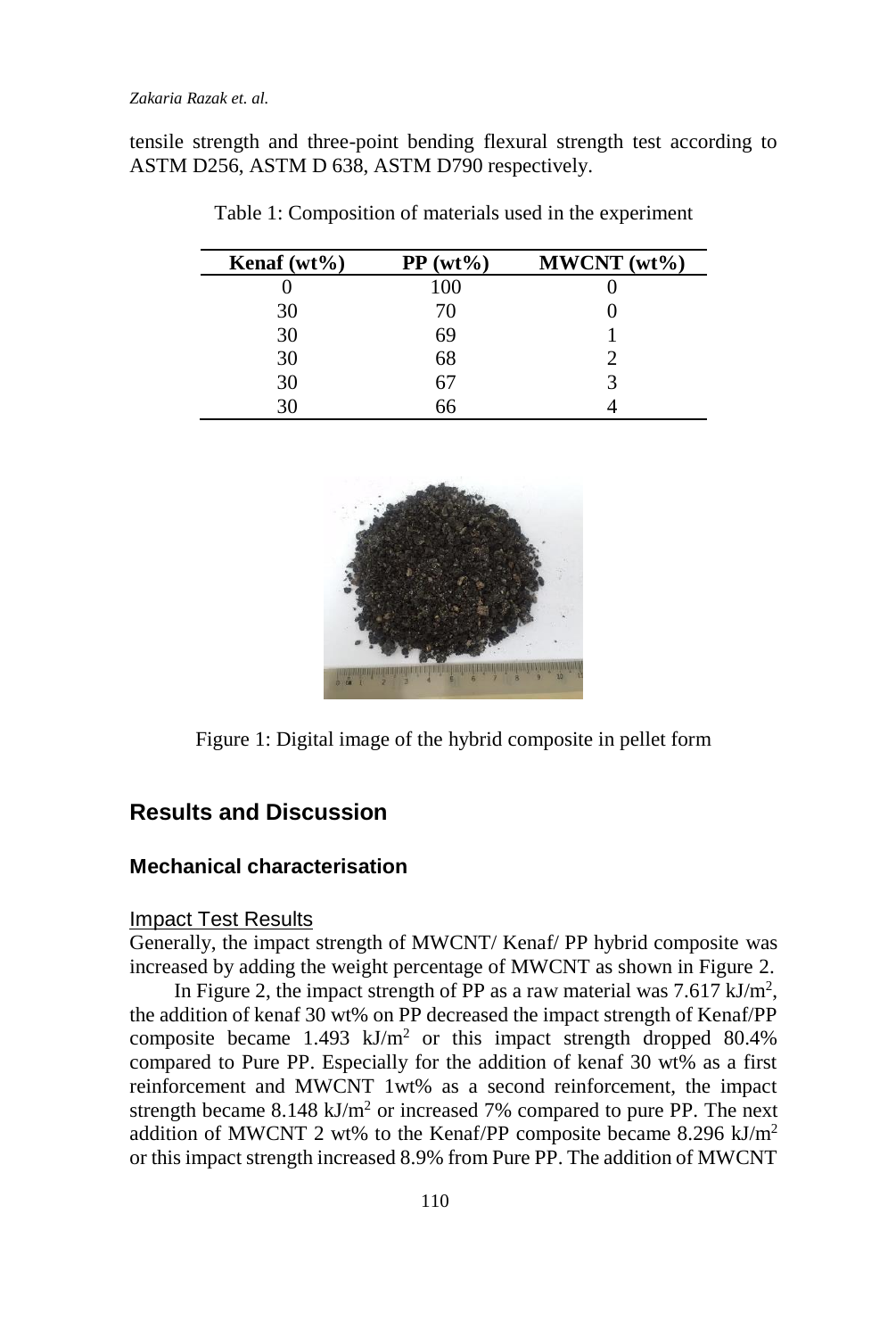tensile strength and three-point bending flexural strength test according to ASTM D256, ASTM D 638, ASTM D790 respectively.

Table 1: Composition of materials used in the experiment

| Kenaf (wt%) | PP (wt%) | MWCNT (wt%) |
|---|---|---|
| 0 | 100 | 0 |
| 30 | 70 | 0 |
| 30 | 69 | 1 |
| 30 | 68 | 2 |
| 30 | 67 | 3 |
| 30 | 66 | 4 |

Figure 1: Digital image of the hybrid composite in pellet form

## Results and Discussion

### Mechanical characterisation

#### Impact Test Results

Generally, the impact strength of MWCNT/ Kenaf/ PP hybrid composite was increased by adding the weight percentage of MWCNT as shown in Figure 2.

In Figure 2, the impact strength of PP as a raw material was 7.617 $kJ/m^2$, the addition of kenaf 30 wt% on PP decreased the impact strength of Kenaf/PP composite became 1.493 $kJ/m^2$ or this impact strength dropped 80.4% compared to Pure PP. Especially for the addition of kenaf 30 wt% as a first reinforcement and MWCNT 1wt% as a second reinforcement, the impact strength became 8.148 $kJ/m^2$ or increased 7% compared to pure PP. The next addition of MWCNT 2 wt% to the Kenaf/PP composite became 8.296 $kJ/m^2$ or this impact strength increased 8.9% from Pure PP. The addition of MWCNT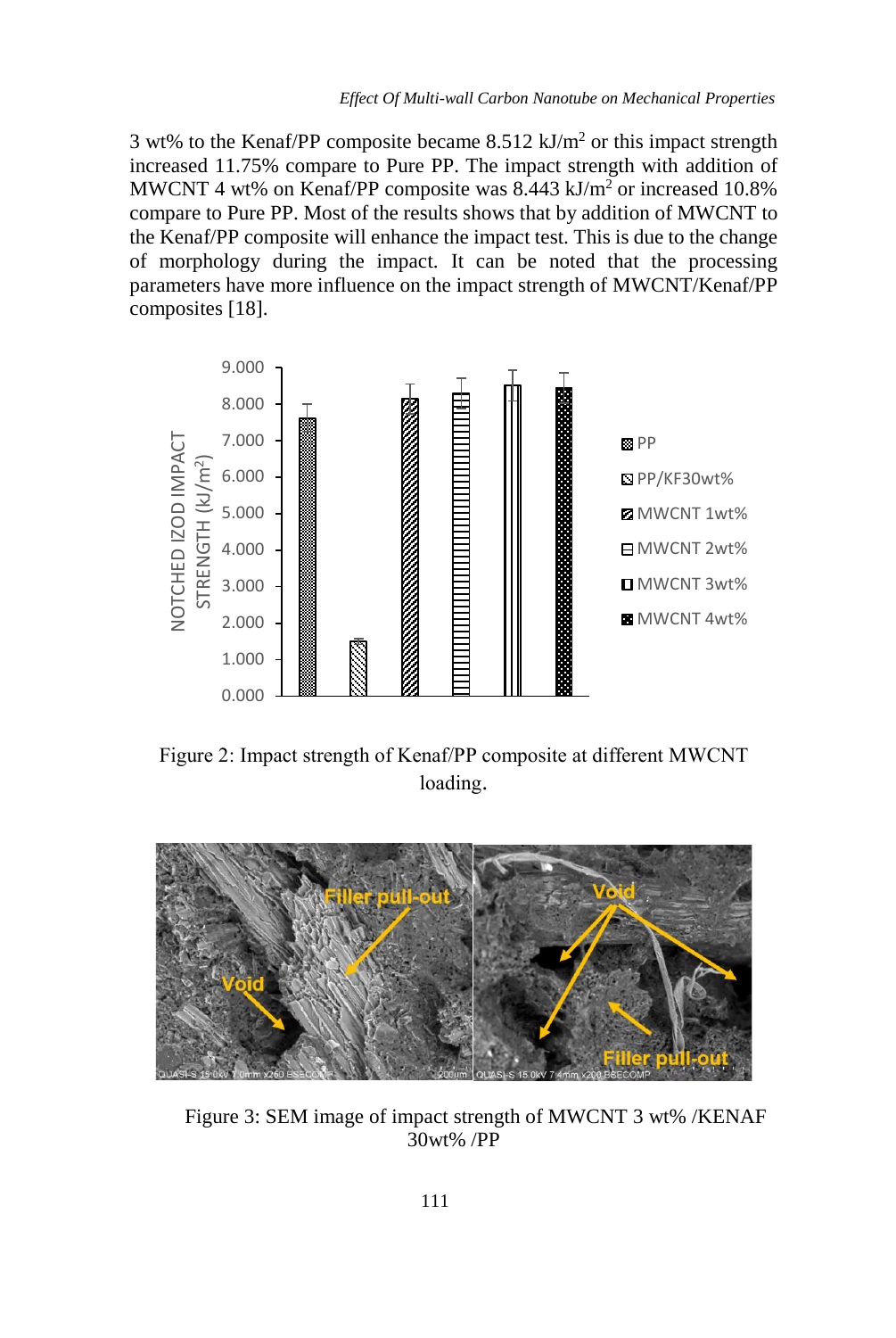3 wt% to the Kenaf/PP composite became 8.512 kJ/m$^2$ or this impact strength increased 11.75% compare to Pure PP. The impact strength with addition of MWCNT 4 wt% on Kenaf/PP composite was 8.443 kJ/m$^2$ or increased 10.8% compare to Pure PP. Most of the results shows that by addition of MWCNT to the Kenaf/PP composite will enhance the impact test. This is due to the change of morphology during the impact. It can be noted that the processing parameters have more influence on the impact strength of MWCNT/Kenaf/PP composites [18].

Figure 2: Impact strength of Kenaf/PP composite at different MWCNT loading.

Figure 3: SEM image of impact strength of MWCNT 3 wt% /KENAF 30wt% /PP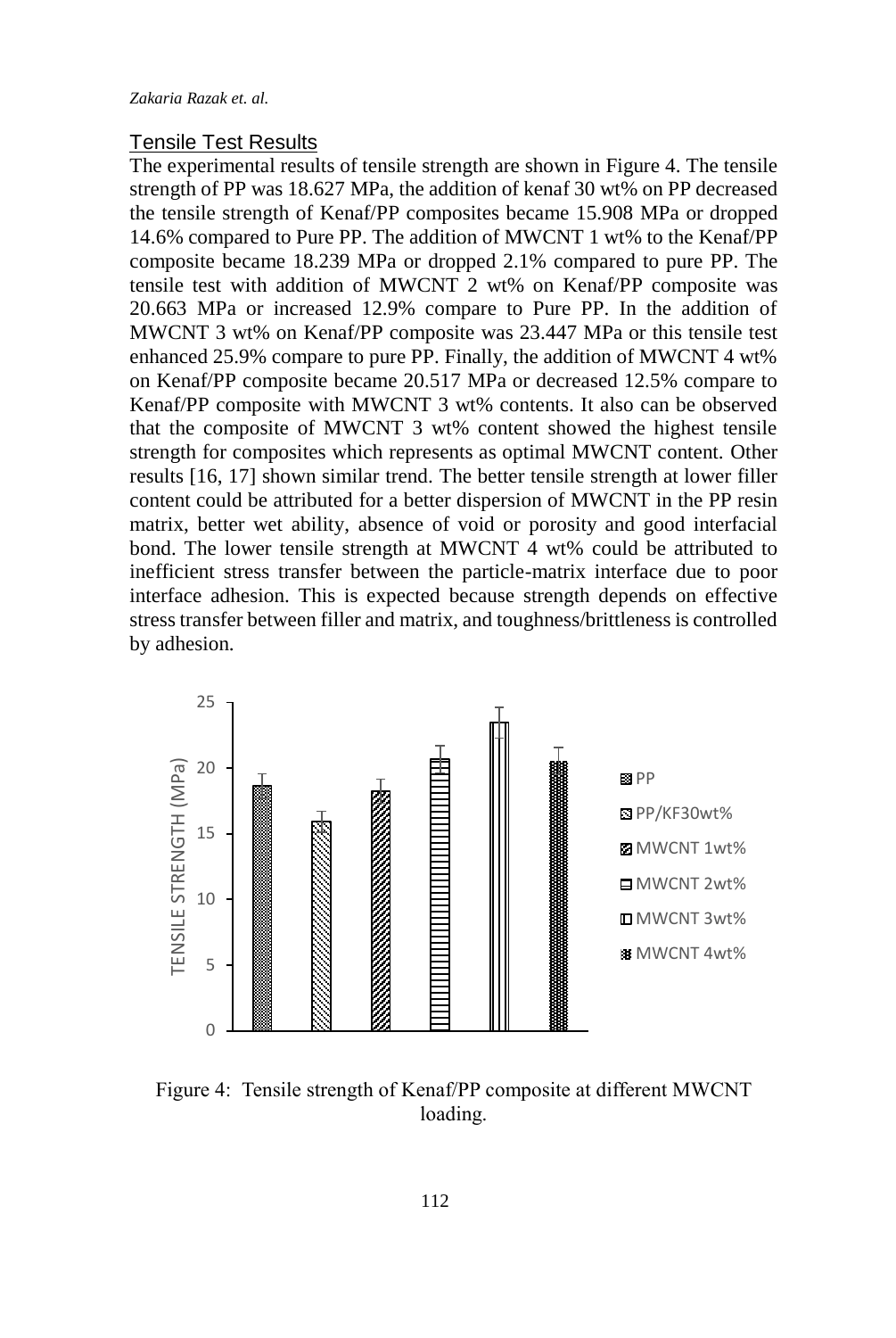## Tensile Test Results

The experimental results of tensile strength are shown in Figure 4. The tensile strength of PP was 18.627 MPa, the addition of kenaf 30 wt% on PP decreased the tensile strength of Kenaf/PP composites became 15.908 MPa or dropped 14.6% compared to Pure PP. The addition of MWCNT 1 wt% to the Kenaf/PP composite became 18.239 MPa or dropped 2.1% compared to pure PP. The tensile test with addition of MWCNT 2 wt% on Kenaf/PP composite was 20.663 MPa or increased 12.9% compare to Pure PP. In the addition of MWCNT 3 wt% on Kenaf/PP composite was 23.447 MPa or this tensile test enhanced 25.9% compare to pure PP. Finally, the addition of MWCNT 4 wt% on Kenaf/PP composite became 20.517 MPa or decreased 12.5% compare to Kenaf/PP composite with MWCNT 3 wt% contents. It also can be observed that the composite of MWCNT 3 wt% content showed the highest tensile strength for composites which represents as optimal MWCNT content. Other results [16, 17] shown similar trend. The better tensile strength at lower filler content could be attributed for a better dispersion of MWCNT in the PP resin matrix, better wet ability, absence of void or porosity and good interfacial bond. The lower tensile strength at MWCNT 4 wt% could be attributed to inefficient stress transfer between the particle-matrix interface due to poor interface adhesion. This is expected because strength depends on effective stress transfer between filler and matrix, and toughness/brittleness is controlled by adhesion.

Figure 4: Tensile strength of Kenaf/PP composite at different MWCNT loading.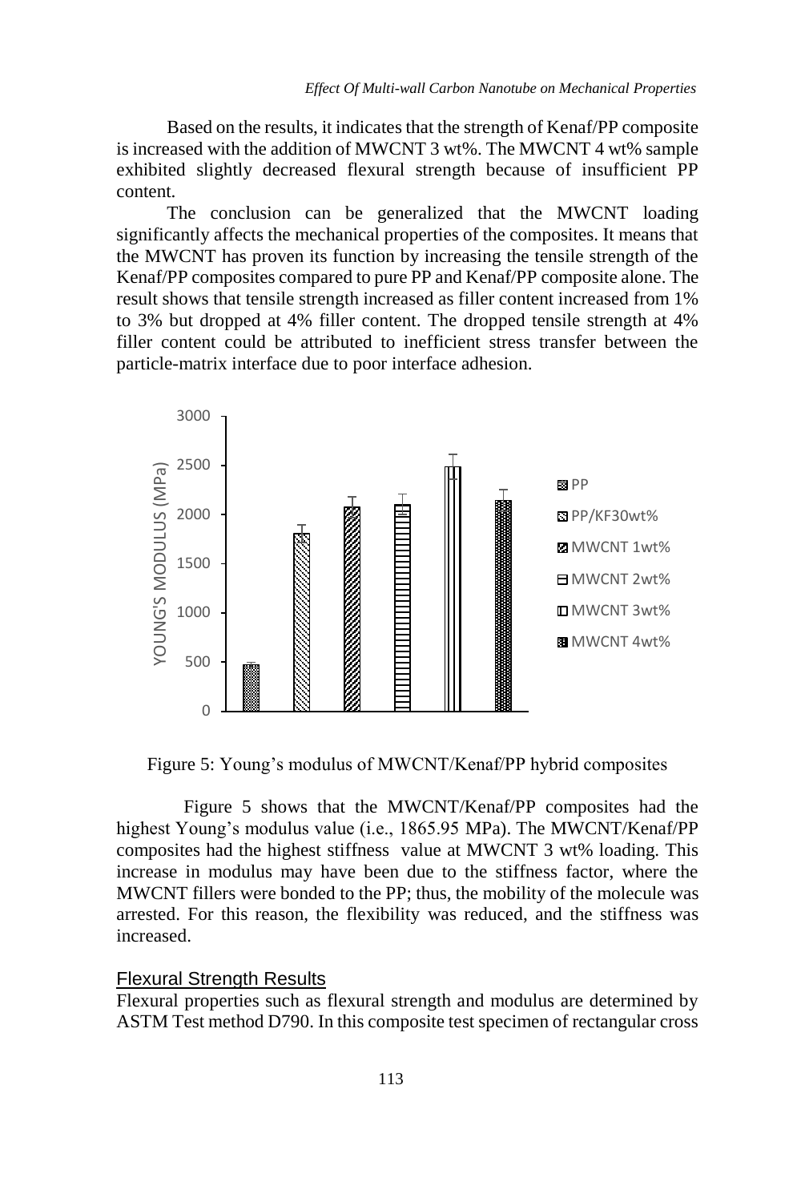Based on the results, it indicates that the strength of Kenaf/PP composite is increased with the addition of MWCNT 3 wt%. The MWCNT 4 wt% sample exhibited slightly decreased flexural strength because of insufficient PP content.

The conclusion can be generalized that the MWCNT loading significantly affects the mechanical properties of the composites. It means that the MWCNT has proven its function by increasing the tensile strength of the Kenaf/PP composites compared to pure PP and Kenaf/PP composite alone. The result shows that tensile strength increased as filler content increased from 1% to 3% but dropped at 4% filler content. The dropped tensile strength at 4% filler content could be attributed to inefficient stress transfer between the particle-matrix interface due to poor interface adhesion.

Figure 5: Young's modulus of MWCNT/Kenaf/PP hybrid composites

Figure 5 shows that the MWCNT/Kenaf/PP composites had the highest Young's modulus value (i.e., 1865.95 MPa). The MWCNT/Kenaf/PP composites had the highest stiffness value at MWCNT 3 wt% loading. This increase in modulus may have been due to the stiffness factor, where the MWCNT fillers were bonded to the PP; thus, the mobility of the molecule was arrested. For this reason, the flexibility was reduced, and the stiffness was increased.

## Flexural Strength Results

Flexural properties such as flexural strength and modulus are determined by ASTM Test method D790. In this composite test specimen of rectangular cross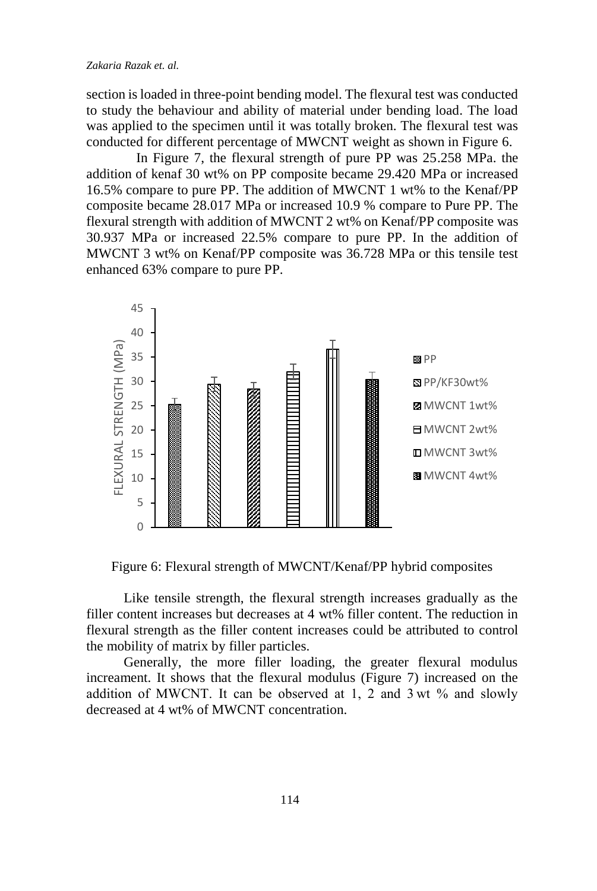section is loaded in three-point bending model. The flexural test was conducted to study the behaviour and ability of material under bending load. The load was applied to the specimen until it was totally broken. The flexural test was conducted for different percentage of MWCNT weight as shown in Figure 6.

In Figure 7, the flexural strength of pure PP was 25.258 MPa. the addition of kenaf 30 wt% on PP composite became 29.420 MPa or increased 16.5% compare to pure PP. The addition of MWCNT 1 wt% to the Kenaf/PP composite became 28.017 MPa or increased 10.9 % compare to Pure PP. The flexural strength with addition of MWCNT 2 wt% on Kenaf/PP composite was 30.937 MPa or increased 22.5% compare to pure PP. In the addition of MWCNT 3 wt% on Kenaf/PP composite was 36.728 MPa or this tensile test enhanced 63% compare to pure PP.

Figure 6: Flexural strength of MWCNT/Kenaf/PP hybrid composites

Like tensile strength, the flexural strength increases gradually as the filler content increases but decreases at 4 wt% filler content. The reduction in flexural strength as the filler content increases could be attributed to control the mobility of matrix by filler particles.

Generally, the more filler loading, the greater flexural modulus increament. It shows that the flexural modulus (Figure 7) increased on the addition of MWCNT. It can be observed at 1, 2 and 3 wt % and slowly decreased at 4 wt% of MWCNT concentration.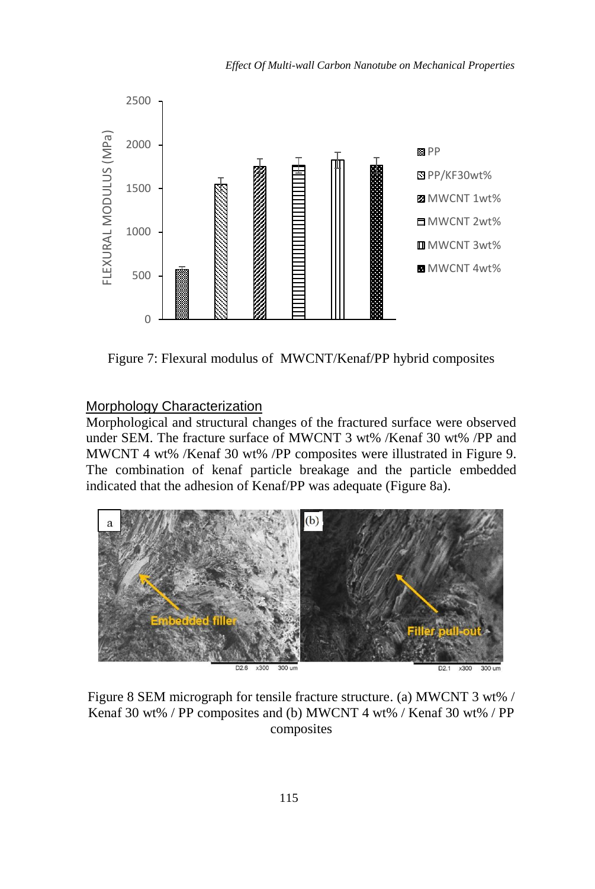Figure 7: Flexural modulus of MWCNT/Kenaf/PP hybrid composites

## Morphology Characterization

Morphological and structural changes of the fractured surface were observed under SEM. The fracture surface of MWCNT 3 wt% /Kenaf 30 wt% /PP and MWCNT 4 wt% /Kenaf 30 wt% /PP composites were illustrated in Figure 9. The combination of kenaf particle breakage and the particle embedded indicated that the adhesion of Kenaf/PP was adequate (Figure 8a).

Figure 8 SEM micrograph for tensile fracture structure. (a) MWCNT 3 wt% / Kenaf 30 wt% / PP composites and (b) MWCNT 4 wt% / Kenaf 30 wt% / PP composites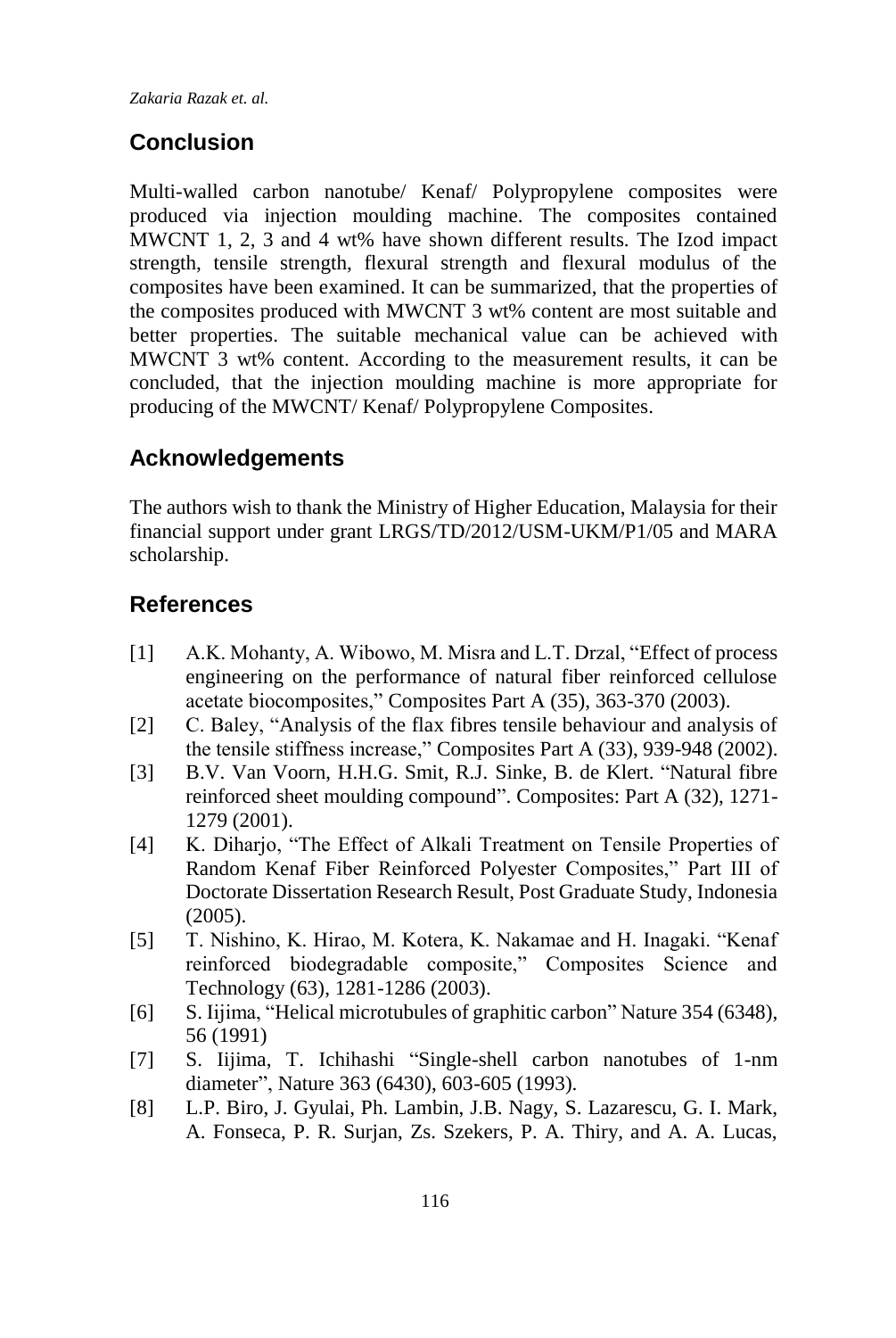## Conclusion

Multi-walled carbon nanotube/ Kenaf/ Polypropylene composites were produced via injection moulding machine. The composites contained MWCNT 1, 2, 3 and 4 wt% have shown different results. The Izod impact strength, tensile strength, flexural strength and flexural modulus of the composites have been examined. It can be summarized, that the properties of the composites produced with MWCNT 3 wt% content are most suitable and better properties. The suitable mechanical value can be achieved with MWCNT 3 wt% content. According to the measurement results, it can be concluded, that the injection moulding machine is more appropriate for producing of the MWCNT/ Kenaf/ Polypropylene Composites.

## Acknowledgements

The authors wish to thank the Ministry of Higher Education, Malaysia for their financial support under grant LRGS/TD/2012/USM-UKM/P1/05 and MARA scholarship.

## References

[1] A.K. Mohanty, A. Wibowo, M. Misra and L.T. Drzal, "Effect of process engineering on the performance of natural fiber reinforced cellulose acetate biocomposites," Composites Part A (35), 363-370 (2003).

[2] C. Baley, "Analysis of the flax fibres tensile behaviour and analysis of the tensile stiffness increase," Composites Part A (33), 939-948 (2002).

[3] B.V. Van Voorn, H.H.G. Smit, R.J. Sinke, B. de Klert. "Natural fibre reinforced sheet moulding compound". Composites: Part A (32), 1271-1279 (2001).

[4] K. Diharjo, "The Effect of Alkali Treatment on Tensile Properties of Random Kenaf Fiber Reinforced Polyester Composites," Part III of Doctorate Dissertation Research Result, Post Graduate Study, Indonesia (2005).

[5] T. Nishino, K. Hirao, M. Kotera, K. Nakamae and H. Inagaki. "Kenaf reinforced biodegradable composite," Composites Science and Technology (63), 1281-1286 (2003).

[6] S. Iijima, "Helical microtubules of graphitic carbon" Nature 354 (6348), 56 (1991)

[7] S. Iijima, T. Ichihashi "Single-shell carbon nanotubes of 1-nm diameter", Nature 363 (6430), 603-605 (1993).

[8] L.P. Biro, J. Gyulai, Ph. Lambin, J.B. Nagy, S. Lazarescu, G. I. Mark, A. Fonseca, P. R. Surjan, Zs. Szekers, P. A. Thiry, and A. A. Lucas,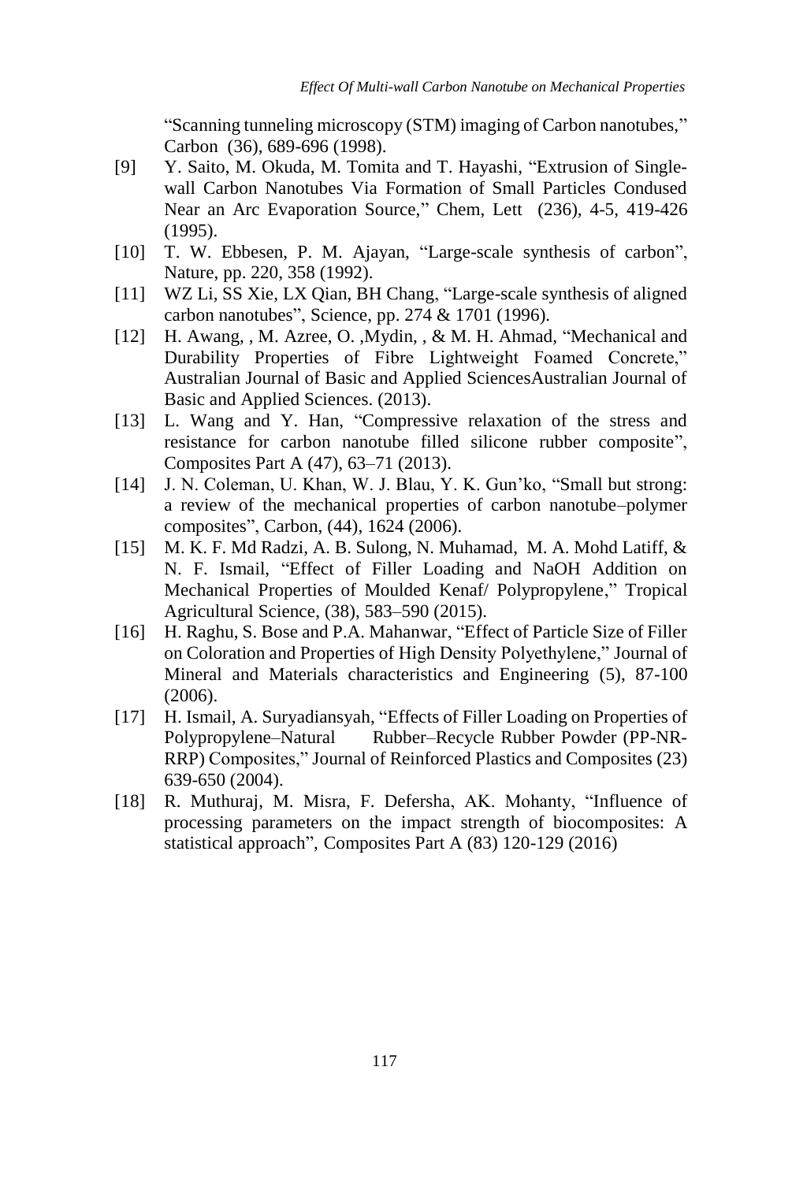"Scanning tunneling microscopy (STM) imaging of Carbon nanotubes," Carbon (36), 689-696 (1998).

[9] Y. Saito, M. Okuda, M. Tomita and T. Hayashi, "Extrusion of Single-wall Carbon Nanotubes Via Formation of Small Particles Condused Near an Arc Evaporation Source," Chem, Lett (236), 4-5, 419-426 (1995).

[10] T. W. Ebbesen, P. M. Ajayan, "Large-scale synthesis of carbon", Nature, pp. 220, 358 (1992).

[11] WZ Li, SS Xie, LX Qian, BH Chang, "Large-scale synthesis of aligned carbon nanotubes", Science, pp. 274 & 1701 (1996).

[12] H. Awang, , M. Azree, O. ,Mydin, , & M. H. Ahmad, "Mechanical and Durability Properties of Fibre Lightweight Foamed Concrete," Australian Journal of Basic and Applied SciencesAustralian Journal of Basic and Applied Sciences. (2013).

[13] L. Wang and Y. Han, "Compressive relaxation of the stress and resistance for carbon nanotube filled silicone rubber composite", Composites Part A (47), 63–71 (2013).

[14] J. N. Coleman, U. Khan, W. J. Blau, Y. K. Gun'ko, "Small but strong: a review of the mechanical properties of carbon nanotube–polymer composites", Carbon, (44), 1624 (2006).

[15] M. K. F. Md Radzi, A. B. Sulong, N. Muhamad, M. A. Mohd Latiff, & N. F. Ismail, "Effect of Filler Loading and NaOH Addition on Mechanical Properties of Moulded Kenaf/ Polypropylene," Tropical Agricultural Science, (38), 583–590 (2015).

[16] H. Raghu, S. Bose and P.A. Mahanwar, "Effect of Particle Size of Filler on Coloration and Properties of High Density Polyethylene," Journal of Mineral and Materials characteristics and Engineering (5), 87-100 (2006).

[17] H. Ismail, A. Suryadiansyah, "Effects of Filler Loading on Properties of Polypropylene–Natural Rubber–Recycle Rubber Powder (PP-NR-RRP) Composites," Journal of Reinforced Plastics and Composites (23) 639-650 (2004).

[18] R. Muthuraj, M. Misra, F. Defersha, AK. Mohanty, "Influence of processing parameters on the impact strength of biocomposites: A statistical approach", Composites Part A (83) 120-129 (2016)